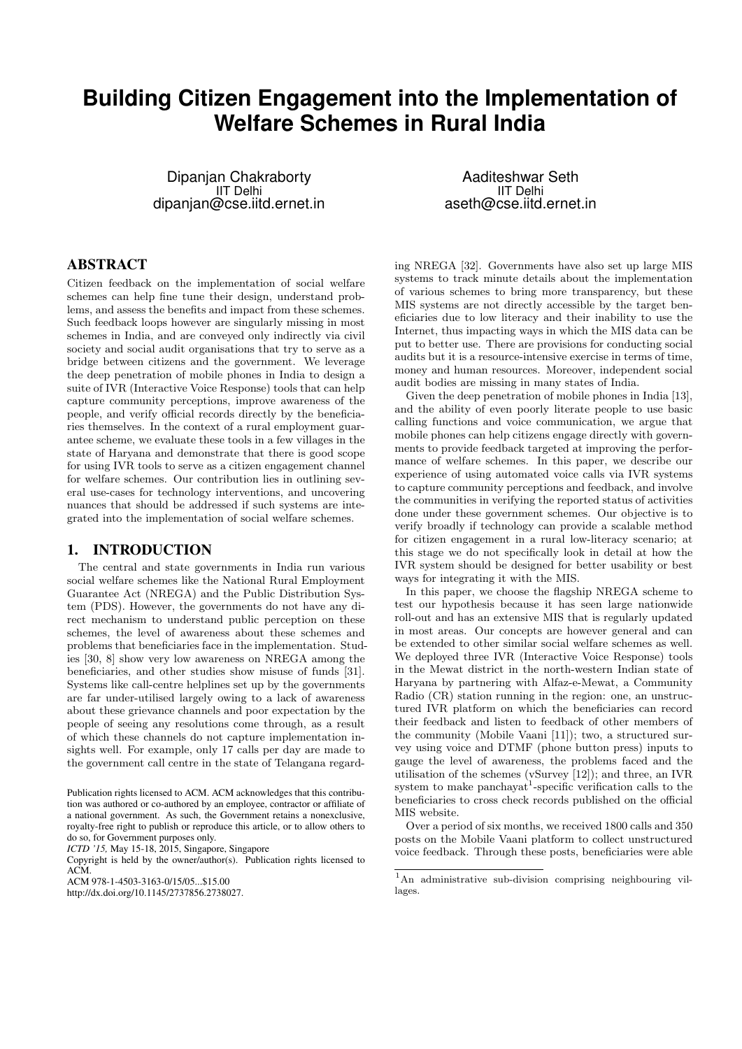# Building Citizen Engagement into the Implementation of Welfare Schemes in Rural India

Dipanjan Chakraborty
IIT Delhi
dipanjan@cse.iitd.ernet.in

Aaditeshwar Seth
IIT Delhi
aseth@cse.iitd.ernet.in

## ABSTRACT

Citizen feedback on the implementation of social welfare schemes can help fine tune their design, understand problems, and assess the benefits and impact from these schemes. Such feedback loops however are singularly missing in most schemes in India, and are conveyed only indirectly via civil society and social audit organisations that try to serve as a bridge between citizens and the government. We leverage the deep penetration of mobile phones in India to design a suite of IVR (Interactive Voice Response) tools that can help capture community perceptions, improve awareness of the people, and verify official records directly by the beneficiaries themselves. In the context of a rural employment guarantee scheme, we evaluate these tools in a few villages in the state of Haryana and demonstrate that there is good scope for using IVR tools to serve as a citizen engagement channel for welfare schemes. Our contribution lies in outlining several use-cases for technology interventions, and uncovering nuances that should be addressed if such systems are integrated into the implementation of social welfare schemes.

## 1. INTRODUCTION

The central and state governments in India run various social welfare schemes like the National Rural Employment Guarantee Act (NREGA) and the Public Distribution System (PDS). However, the governments do not have any direct mechanism to understand public perception on these schemes, the level of awareness about these schemes and problems that beneficiaries face in the implementation. Studies [30, 8] show very low awareness on NREGA among the beneficiaries, and other studies show misuse of funds [31]. Systems like call-centre helplines set up by the governments are far under-utilised largely owing to a lack of awareness about these grievance channels and poor expectation by the people of seeing any resolutions come through, as a result of which these channels do not capture implementation insights well. For example, only 17 calls per day are made to the government call centre in the state of Telangana regarding NREGA [32]. Governments have also set up large MIS systems to track minute details about the implementation of various schemes to bring more transparency, but these MIS systems are not directly accessible by the target beneficiaries due to low literacy and their inability to use the Internet, thus impacting ways in which the MIS data can be put to better use. There are provisions for conducting social audits but it is a resource-intensive exercise in terms of time, money and human resources. Moreover, independent social audit bodies are missing in many states of India.

Given the deep penetration of mobile phones in India [13], and the ability of even poorly literate people to use basic calling functions and voice communication, we argue that mobile phones can help citizens engage directly with governments to provide feedback targeted at improving the performance of welfare schemes. In this paper, we describe our experience of using automated voice calls via IVR systems to capture community perceptions and feedback, and involve the communities in verifying the reported status of activities done under these government schemes. Our objective is to verify broadly if technology can provide a scalable method for citizen engagement in a rural low-literacy scenario; at this stage we do not specifically look in detail at how the IVR system should be designed for better usability or best ways for integrating it with the MIS.

In this paper, we choose the flagship NREGA scheme to test our hypothesis because it has seen large nationwide roll-out and has an extensive MIS that is regularly updated in most areas. Our concepts are however general and can be extended to other similar social welfare schemes as well. We deployed three IVR (Interactive Voice Response) tools in the Mewat district in the north-western Indian state of Haryana by partnering with Alfaz-e-Mewat, a Community Radio (CR) station running in the region: one, an unstructured IVR platform on which the beneficiaries can record their feedback and listen to feedback of other members of the community (Mobile Vaani [11]); two, a structured survey using voice and DTMF (phone button press) inputs to gauge the level of awareness, the problems faced and the utilisation of the schemes (vSurvey [12]); and three, an IVR system to make panchayat[1]-specific verification calls to the beneficiaries to cross check records published on the official MIS website.

Over a period of six months, we received 1800 calls and 350 posts on the Mobile Vaani platform to collect unstructured voice feedback. Through these posts, beneficiaries were able

[1] An administrative sub-division comprising neighbouring villages.

Publication rights licensed to ACM. ACM acknowledges that this contribution was authored or co-authored by an employee, contractor or affiliate of a national government. As such, the Government retains a nonexclusive, royalty-free right to publish or reproduce this article, or to allow others to do so, for Government purposes only.
*ICTD '15*, May 15-18, 2015, Singapore, Singapore
Copyright is held by the owner/author(s). Publication rights licensed to ACM.
ACM 978-1-4503-3163-0/15/05...$15.00
http://dx.doi.org/10.1145/2737856.2738027.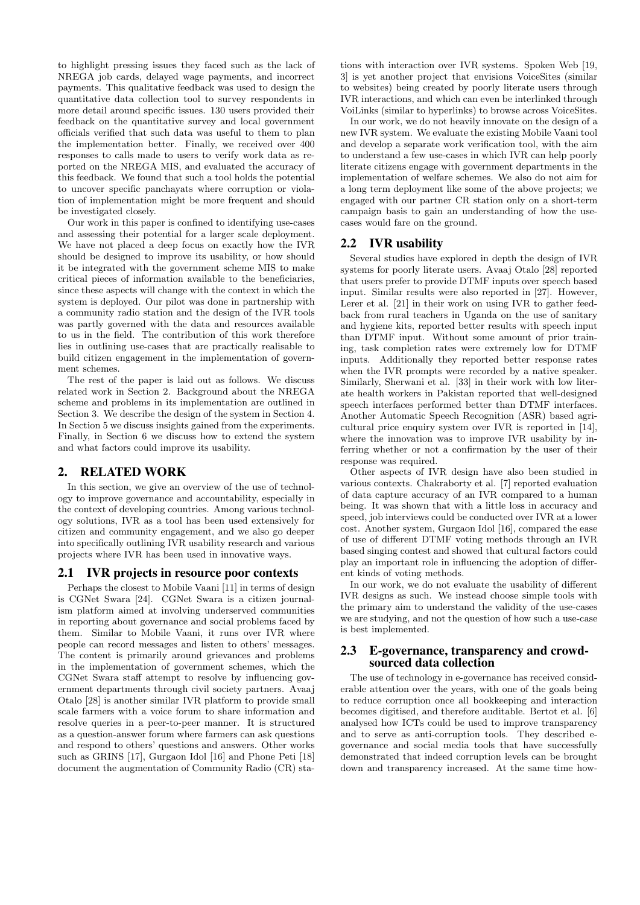to highlight pressing issues they faced such as the lack of NREGA job cards, delayed wage payments, and incorrect payments. This qualitative feedback was used to design the quantitative data collection tool to survey respondents in more detail around specific issues. 130 users provided their feedback on the quantitative survey and local government officials verified that such data was useful to them to plan the implementation better. Finally, we received over 400 responses to calls made to users to verify work data as reported on the NREGA MIS, and evaluated the accuracy of this feedback. We found that such a tool holds the potential to uncover specific panchayats where corruption or violation of implementation might be more frequent and should be investigated closely.

Our work in this paper is confined to identifying use-cases and assessing their potential for a larger scale deployment. We have not placed a deep focus on exactly how the IVR should be designed to improve its usability, or how should it be integrated with the government scheme MIS to make critical pieces of information available to the beneficiaries, since these aspects will change with the context in which the system is deployed. Our pilot was done in partnership with a community radio station and the design of the IVR tools was partly governed with the data and resources available to us in the field. The contribution of this work therefore lies in outlining use-cases that are practically realisable to build citizen engagement in the implementation of government schemes.

The rest of the paper is laid out as follows. We discuss related work in Section 2. Background about the NREGA scheme and problems in its implementation are outlined in Section 3. We describe the design of the system in Section 4. In Section 5 we discuss insights gained from the experiments. Finally, in Section 6 we discuss how to extend the system and what factors could improve its usability.

## 2. RELATED WORK

In this section, we give an overview of the use of technology to improve governance and accountability, especially in the context of developing countries. Among various technology solutions, IVR as a tool has been used extensively for citizen and community engagement, and we also go deeper into specifically outlining IVR usability research and various projects where IVR has been used in innovative ways.

### 2.1 IVR projects in resource poor contexts

Perhaps the closest to Mobile Vaani [11] in terms of design is CGNet Swara [24]. CGNet Swara is a citizen journalism platform aimed at involving underserved communities in reporting about governance and social problems faced by them. Similar to Mobile Vaani, it runs over IVR where people can record messages and listen to others' messages. The content is primarily around grievances and problems in the implementation of government schemes, which the CGNet Swara staff attempt to resolve by influencing government departments through civil society partners. Avaaj Otalo [28] is another similar IVR platform to provide small scale farmers with a voice forum to share information and resolve queries in a peer-to-peer manner. It is structured as a question-answer forum where farmers can ask questions and respond to others' questions and answers. Other works such as GRINS [17], Gurgaon Idol [16] and Phone Peti [18] document the augmentation of Community Radio (CR) stations with interaction over IVR systems. Spoken Web [19, 3] is yet another project that envisions VoiceSites (similar to websites) being created by poorly literate users through IVR interactions, and which can even be interlinked through VoiLinks (similar to hyperlinks) to browse across VoiceSites.

In our work, we do not heavily innovate on the design of a new IVR system. We evaluate the existing Mobile Vaani tool and develop a separate work verification tool, with the aim to understand a few use-cases in which IVR can help poorly literate citizens engage with government departments in the implementation of welfare schemes. We also do not aim for a long term deployment like some of the above projects; we engaged with our partner CR station only on a short-term campaign basis to gain an understanding of how the use-cases would fare on the ground.

### 2.2 IVR usability

Several studies have explored in depth the design of IVR systems for poorly literate users. Avaaj Otalo [28] reported that users prefer to provide DTMF inputs over speech based input. Similar results were also reported in [27]. However, Lerer et al. [21] in their work on using IVR to gather feedback from rural teachers in Uganda on the use of sanitary and hygiene kits, reported better results with speech input than DTMF input. Without some amount of prior training, task completion rates were extremely low for DTMF inputs. Additionally they reported better response rates when the IVR prompts were recorded by a native speaker. Similarly, Sherwani et al. [33] in their work with low literate health workers in Pakistan reported that well-designed speech interfaces performed better than DTMF interfaces. Another Automatic Speech Recognition (ASR) based agricultural price enquiry system over IVR is reported in [14], where the innovation was to improve IVR usability by inferring whether or not a confirmation by the user of their response was required.

Other aspects of IVR design have also been studied in various contexts. Chakraborty et al. [7] reported evaluation of data capture accuracy of an IVR compared to a human being. It was shown that with a little loss in accuracy and speed, job interviews could be conducted over IVR at a lower cost. Another system, Gurgaon Idol [16], compared the ease of use of different DTMF voting methods through an IVR based singing contest and showed that cultural factors could play an important role in influencing the adoption of different kinds of voting methods.

In our work, we do not evaluate the usability of different IVR designs as such. We instead choose simple tools with the primary aim to understand the validity of the use-cases we are studying, and not the question of how such a use-case is best implemented.

### 2.3 E-governance, transparency and crowd-sourced data collection

The use of technology in e-governance has received considerable attention over the years, with one of the goals being to reduce corruption once all bookkeeping and interaction becomes digitised, and therefore auditable. Bertot et al. [6] analysed how ICTs could be used to improve transparency and to serve as anti-corruption tools. They described e-governance and social media tools that have successfully demonstrated that indeed corruption levels can be brought down and transparency increased. At the same time how-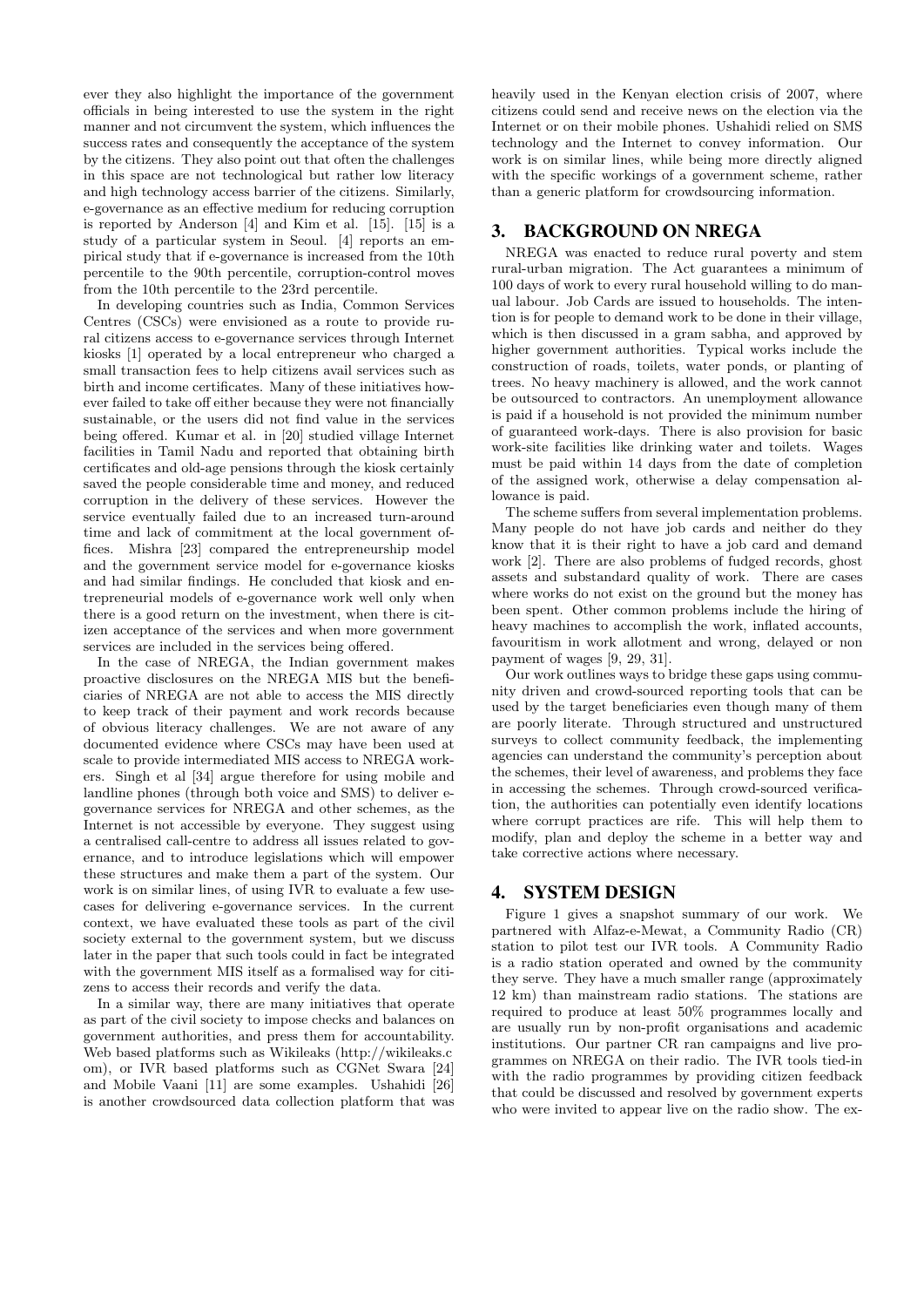ever they also highlight the importance of the government officials in being interested to use the system in the right manner and not circumvent the system, which influences the success rates and consequently the acceptance of the system by the citizens. They also point out that often the challenges in this space are not technological but rather low literacy and high technology access barrier of the citizens. Similarly, e-governance as an effective medium for reducing corruption is reported by Anderson [4] and Kim et al. [15]. [15] is a study of a particular system in Seoul. [4] reports an empirical study that if e-governance is increased from the 10th percentile to the 90th percentile, corruption-control moves from the 10th percentile to the 23rd percentile.

In developing countries such as India, Common Services Centres (CSCs) were envisioned as a route to provide rural citizens access to e-governance services through Internet kiosks [1] operated by a local entrepreneur who charged a small transaction fees to help citizens avail services such as birth and income certificates. Many of these initiatives however failed to take off either because they were not financially sustainable, or the users did not find value in the services being offered. Kumar et al. in [20] studied village Internet facilities in Tamil Nadu and reported that obtaining birth certificates and old-age pensions through the kiosk certainly saved the people considerable time and money, and reduced corruption in the delivery of these services. However the service eventually failed due to an increased turn-around time and lack of commitment at the local government offices. Mishra [23] compared the entrepreneurship model and the government service model for e-governance kiosks and had similar findings. He concluded that kiosk and entrepreneurial models of e-governance work well only when there is a good return on the investment, when there is citizen acceptance of the services and when more government services are included in the services being offered.

In the case of NREGA, the Indian government makes proactive disclosures on the NREGA MIS but the beneficiaries of NREGA are not able to access the MIS directly to keep track of their payment and work records because of obvious literacy challenges. We are not aware of any documented evidence where CSCs may have been used at scale to provide intermediated MIS access to NREGA workers. Singh et al [34] argue therefore for using mobile and landline phones (through both voice and SMS) to deliver e-governance services for NREGA and other schemes, as the Internet is not accessible by everyone. They suggest using a centralised call-centre to address all issues related to governance, and to introduce legislations which will empower these structures and make them a part of the system. Our work is on similar lines, of using IVR to evaluate a few use-cases for delivering e-governance services. In the current context, we have evaluated these tools as part of the civil society external to the government system, but we discuss later in the paper that such tools could in fact be integrated with the government MIS itself as a formalised way for citizens to access their records and verify the data.

In a similar way, there are many initiatives that operate as part of the civil society to impose checks and balances on government authorities, and press them for accountability. Web based platforms such as Wikileaks (http://wikileaks.com), or IVR based platforms such as CGNet Swara [24] and Mobile Vaani [11] are some examples. Ushahidi [26] is another crowdsourced data collection platform that was heavily used in the Kenyan election crisis of 2007, where citizens could send and receive news on the election via the Internet or on their mobile phones. Ushahidi relied on SMS technology and the Internet to convey information. Our work is on similar lines, while being more directly aligned with the specific workings of a government scheme, rather than a generic platform for crowdsourcing information.

## 3. BACKGROUND ON NREGA

NREGA was enacted to reduce rural poverty and stem rural-urban migration. The Act guarantees a minimum of 100 days of work to every rural household willing to do manual labour. Job Cards are issued to households. The intention is for people to demand work to be done in their village, which is then discussed in a gram sabha, and approved by higher government authorities. Typical works include the construction of roads, toilets, water ponds, or planting of trees. No heavy machinery is allowed, and the work cannot be outsourced to contractors. An unemployment allowance is paid if a household is not provided the minimum number of guaranteed work-days. There is also provision for basic work-site facilities like drinking water and toilets. Wages must be paid within 14 days from the date of completion of the assigned work, otherwise a delay compensation allowance is paid.

The scheme suffers from several implementation problems. Many people do not have job cards and neither do they know that it is their right to have a job card and demand work [2]. There are also problems of fudged records, ghost assets and substandard quality of work. There are cases where works do not exist on the ground but the money has been spent. Other common problems include the hiring of heavy machines to accomplish the work, inflated accounts, favouritism in work allotment and wrong, delayed or non payment of wages [9, 29, 31].

Our work outlines ways to bridge these gaps using community driven and crowd-sourced reporting tools that can be used by the target beneficiaries even though many of them are poorly literate. Through structured and unstructured surveys to collect community feedback, the implementing agencies can understand the community's perception about the schemes, their level of awareness, and problems they face in accessing the schemes. Through crowd-sourced verification, the authorities can potentially even identify locations where corrupt practices are rife. This will help them to modify, plan and deploy the scheme in a better way and take corrective actions where necessary.

## 4. SYSTEM DESIGN

Figure 1 gives a snapshot summary of our work. We partnered with Alfaz-e-Mewat, a Community Radio (CR) station to pilot test our IVR tools. A Community Radio is a radio station operated and owned by the community they serve. They have a much smaller range (approximately 12 km) than mainstream radio stations. The stations are required to produce at least 50% programmes locally and are usually run by non-profit organisations and academic institutions. Our partner CR ran campaigns and live programmes on NREGA on their radio. The IVR tools tied-in with the radio programmes by providing citizen feedback that could be discussed and resolved by government experts who were invited to appear live on the radio show. The ex-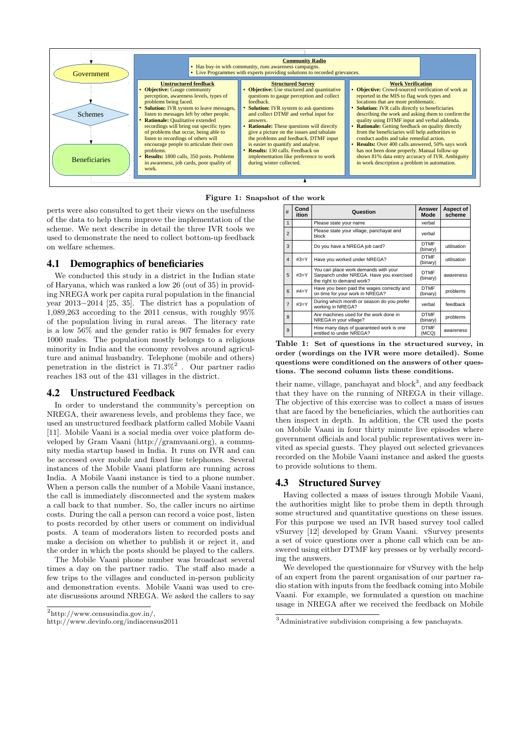Government

Schemes

Beneficiaries

**Community Radio**

- Has buy-in with community, runs awareness campaigns.
- Live Programmes with experts providing solutions to recorded grievances.

**Unstructured feedback**

- **Objective:** Gauge community perception, awareness levels, types of problems being faced.
- **Solution:** IVR system to leave messages, listen to messages left by other people.
- **Rationale:** Qualitative extended recordings will bring out specific types of problems that occur, being able to listen to recordings of others will encourage people to articulate their own problems.
- **Results:** 1800 calls, 350 posts. Problems in awareness, job cards, poor quality of work.

**Structured Survey**

- **Objective:** Use structured and quantitative questions to gauge perception and collect feedback.
- **Solution:** IVR system to ask questions and collect DTMF and verbal input for answers.
- **Rationale:** These questions will directly give a picture on the issues and tabulate the problems and feedback. DTMF input is easier to quantify and analyse.
- **Results:** 130 calls. Feedback on implementation like preference to work during winter collected.

**Work Verification**

- **Objective:** Crowd-sourced verification of work as reported in the MIS to flag work types and locations that are more problematic.
- **Solution:** IVR calls directly to beneficiaries describing the work and asking them to confirm the quality using DTMF input and verbal addenda.
- **Rationale:** Getting feedback on quality directly from the beneficiaries will help authorities to conduct audits and take remedial action.
- **Results:** Over 400 calls answered, 50% says work has not been done properly. Manual follow-up shows 81% data entry accuracy of IVR. Ambiguity in work description a problem in automation.

**Figure 1: Snapshot of the work**

perts were also consulted to get their views on the usefulness of the data to help them improve the implementation of the scheme. We next describe in detail the three IVR tools we used to demonstrate the need to collect bottom-up feedback on welfare schemes.

## 4.1 Demographics of beneficiaries

We conducted this study in a district in the Indian state of Haryana, which was ranked a low 26 (out of 35) in providing NREGA work per capita rural population in the financial year 2013−2014 [25, 35]. The district has a population of 1,089,263 according to the 2011 census, with roughly 95% of the population living in rural areas. The literacy rate is a low 56% and the gender ratio is 907 females for every 1000 males. The population mostly belongs to a religious minority in India and the economy revolves around agriculture and animal husbandry. Telephone (mobile and others) penetration in the district is 71.3%[2]. Our partner radio reaches 183 out of the 431 villages in the district.

## 4.2 Unstructured Feedback

In order to understand the community's perception on NREGA, their awareness levels, and problems they face, we used an unstructured feedback platform called Mobile Vaani [11]. Mobile Vaani is a social media over voice platform developed by Gram Vaani (http://gramvaani.org), a community media startup based in India. It runs on IVR and can be accessed over mobile and fixed line telephones. Several instances of the Mobile Vaani platform are running across India. A Mobile Vaani instance is tied to a phone number. When a person calls the number of a Mobile Vaani instance, the call is immediately disconnected and the system makes a call back to that number. So, the caller incurs no airtime costs. During the call a person can record a voice post, listen to posts recorded by other users or comment on individual posts. A team of moderators listen to recorded posts and make a decision on whether to publish it or reject it, and the order in which the posts should be played to the callers.

The Mobile Vaani phone number was broadcast several times a day on the partner radio. The staff also made a few trips to the villages and conducted in-person publicity and demonstration events. Mobile Vaani was used to create discussions around NREGA. We asked the callers to say their name, village, panchayat and block[3], and any feedback that they have on the running of NREGA in their village. The objective of this exercise was to collect a mass of issues that are faced by the beneficiaries, which the authorities can then inspect in depth. In addition, the CR used the posts on Mobile Vaani in four thirty minute live episodes where government officials and local public representatives were invited as special guests. They played out selected grievances recorded on the Mobile Vaani instance and asked the guests to provide solutions to them.

| # | Condition | Question | Answer Mode | Aspect of scheme |
|---|---|---|---|---|
| 1 | | Please state your name | verbal | |
| 2 | | Please state your village, panchayat and block | verbal | |
| 3 | | Do you have a NREGA job card? | DTMF (binary) | utilisation |
| 4 | #3=Y | Have you worked under NREGA? | DTMF (binary) | utilisation |
| 5 | #3=Y | You can place work demands with your Sarpanch under NREGA. Have you exercised the right to demand work? | DTMF (binary) | awareness |
| 6 | #4=Y | Have you been paid the wages correctly and on time for your work in NREGA? | DTMF (binary) | problems |
| 7 | #3=Y | During which month or season do you prefer working in NREGA? | verbal | feedback |
| 8 | | Are machines used for the work done in NREGA in your village? | DTMF (binary) | problems |
| 9 | | How many days of guaranteed work is one entitled to under NREGA? | DTMF (MCQ) | awareness |

**Table 1: Set of questions in the structured survey, in order (wordings on the IVR were more detailed). Some questions were conditioned on the answers of other questions. The second column lists these conditions.**

## 4.3 Structured Survey

Having collected a mass of issues through Mobile Vaani, the authorities might like to probe them in depth through some structured and quantitative questions on these issues. For this purpose we used an IVR based survey tool called vSurvey [12] developed by Gram Vaani. vSurvey presents a set of voice questions over a phone call which can be answered using either DTMF key presses or by verbally recording the answers.

We developed the questionnaire for vSurvey with the help of an expert from the parent organisation of our partner radio station with inputs from the feedback coming into Mobile Vaani. For example, we formulated a question on machine usage in NREGA after we received the feedback on Mobile

[2] http://www.censusindia.gov.in/, http://www.devinfo.org/indiacensus2011

[3] Administrative subdivision comprising a few panchayats.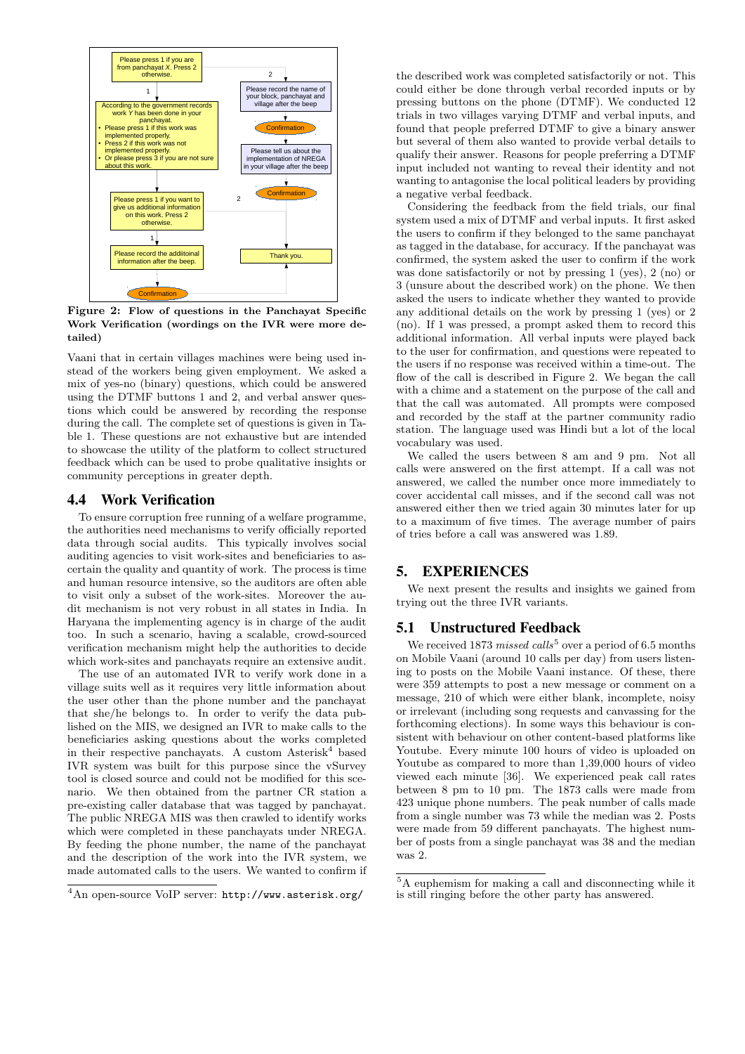Please press 1 if you are from panchayat *X*. Press 2 otherwise.

1

According to the government records work *Y* has been done in your panchayat.
- Please press 1 if this work was implemented properly.
- Press 2 if this work was not implemented properly.
- Or please press 3 if you are not sure about this work.

Please press 1 if you want to give us additional information on this work. Press 2 otherwise.

1

Please record the additional information after the beep.

Confirmation

2

Please record the name of your block, panchayat and village after the beep

Confirmation

Please tell us about the implementation of NREGA in your village after the beep

Confirmation

2

Thank you.

**Figure 2: Flow of questions in the Panchayat Specific Work Verification (wordings on the IVR were more detailed)**

Vaani that in certain villages machines were being used instead of the workers being given employment. We asked a mix of yes-no (binary) questions, which could be answered using the DTMF buttons 1 and 2, and verbal answer questions which could be answered by recording the response during the call. The complete set of questions is given in Table 1. These questions are not exhaustive but are intended to showcase the utility of the platform to collect structured feedback which can be used to probe qualitative insights or community perceptions in greater depth.

## 4.4 Work Verification

To ensure corruption free running of a welfare programme, the authorities need mechanisms to verify officially reported data through social audits. This typically involves social auditing agencies to visit work-sites and beneficiaries to ascertain the quality and quantity of work. The process is time and human resource intensive, so the auditors are often able to visit only a subset of the work-sites. Moreover the audit mechanism is not very robust in all states in India. In Haryana the implementing agency is in charge of the audit too. In such a scenario, having a scalable, crowd-sourced verification mechanism might help the authorities to decide which work-sites and panchayats require an extensive audit.

The use of an automated IVR to verify work done in a village suits well as it requires very little information about the user other than the phone number and the panchayat that she/he belongs to. In order to verify the data published on the MIS, we designed an IVR to make calls to the beneficiaries asking questions about the works completed in their respective panchayats. A custom Asterisk[4] based IVR system was built for this purpose since the vSurvey tool is closed source and could not be modified for this scenario. We then obtained from the partner CR station a pre-existing caller database that was tagged by panchayat. The public NREGA MIS was then crawled to identify works which were completed in these panchayats under NREGA. By feeding the phone number, the name of the panchayat and the description of the work into the IVR system, we made automated calls to the users. We wanted to confirm if the described work was completed satisfactorily or not. This could either be done through verbal recorded inputs or by pressing buttons on the phone (DTMF). We conducted 12 trials in two villages varying DTMF and verbal inputs, and found that people preferred DTMF to give a binary answer but several of them also wanted to provide verbal details to qualify their answer. Reasons for people preferring a DTMF input included not wanting to reveal their identity and not wanting to antagonise the local political leaders by providing a negative verbal feedback.

Considering the feedback from the field trials, our final system used a mix of DTMF and verbal inputs. It first asked the users to confirm if they belonged to the same panchayat as tagged in the database, for accuracy. If the panchayat was confirmed, the system asked the user to confirm if the work was done satisfactorily or not by pressing 1 (yes), 2 (no) or 3 (unsure about the described work) on the phone. We then asked the users to indicate whether they wanted to provide any additional details on the work by pressing 1 (yes) or 2 (no). If 1 was pressed, a prompt asked them to record this additional information. All verbal inputs were played back to the user for confirmation, and questions were repeated to the users if no response was received within a time-out. The flow of the call is described in Figure 2. We began the call with a chime and a statement on the purpose of the call and that the call was automated. All prompts were composed and recorded by the staff at the partner community radio station. The language used was Hindi but a lot of the local vocabulary was used.

We called the users between 8 am and 9 pm. Not all calls were answered on the first attempt. If a call was not answered, we called the number once more immediately to cover accidental call misses, and if the second call was not answered either then we tried again 30 minutes later for up to a maximum of five times. The average number of pairs of tries before a call was answered was 1.89.

# 5. EXPERIENCES

We next present the results and insights we gained from trying out the three IVR variants.

## 5.1 Unstructured Feedback

We received 1873 *missed calls*[5] over a period of 6.5 months on Mobile Vaani (around 10 calls per day) from users listening to posts on the Mobile Vaani instance. Of these, there were 359 attempts to post a new message or comment on a message, 210 of which were either blank, incomplete, noisy or irrelevant (including song requests and canvassing for the forthcoming elections). In some ways this behaviour is consistent with behaviour on other content-based platforms like Youtube. Every minute 100 hours of video is uploaded on Youtube as compared to more than 1,39,000 hours of video viewed each minute [36]. We experienced peak call rates between 8 pm to 10 pm. The 1873 calls were made from 423 unique phone numbers. The peak number of calls made from a single number was 73 while the median was 2. Posts were made from 59 different panchayats. The highest number of posts from a single panchayat was 38 and the median was 2.

[4] An open-source VoIP server: http://www.asterisk.org/

[5] A euphemism for making a call and disconnecting while it is still ringing before the other party has answered.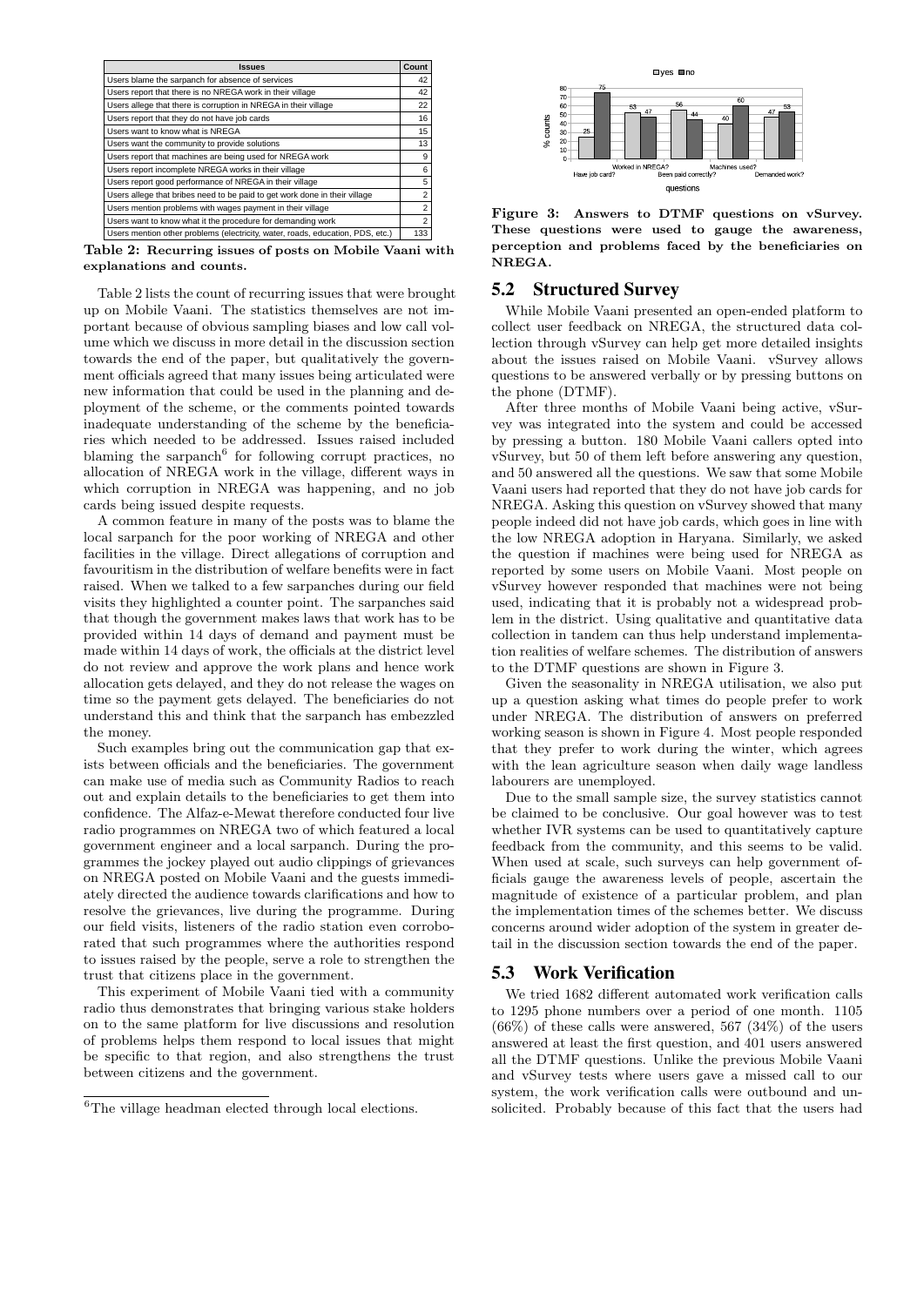| Issues | Count |
|---|---|
| Users blame the sarpanch for absence of services | 42 |
| Users report that there is no NREGA work in their village | 42 |
| Users allege that there is corruption in NREGA in their village | 22 |
| Users report that they do not have job cards | 16 |
| Users want to know what is NREGA | 15 |
| Users want the community to provide solutions | 13 |
| Users report that machines are being used for NREGA work | 9 |
| Users report incomplete NREGA works in their village | 6 |
| Users report good performance of NREGA in their village | 5 |
| Users allege that bribes need to be paid to get work done in their village | 2 |
| Users mention problems with wages payment in their village | 2 |
| Users want to know what it the procedure for demanding work | 2 |
| Users mention other problems (electricity, water, roads, education, PDS, etc.) | 133 |

**Table 2: Recurring issues of posts on Mobile Vaani with explanations and counts.**

Table 2 lists the count of recurring issues that were brought up on Mobile Vaani. The statistics themselves are not important because of obvious sampling biases and low call volume which we discuss in more detail in the discussion section towards the end of the paper, but qualitatively the government officials agreed that many issues being articulated were new information that could be used in the planning and deployment of the scheme, or the comments pointed towards inadequate understanding of the scheme by the beneficiaries which needed to be addressed. Issues raised included blaming the sarpanch[6] for following corrupt practices, no allocation of NREGA work in the village, different ways in which corruption in NREGA was happening, and no job cards being issued despite requests.

A common feature in many of the posts was to blame the local sarpanch for the poor working of NREGA and other facilities in the village. Direct allegations of corruption and favouritism in the distribution of welfare benefits were in fact raised. When we talked to a few sarpanches during our field visits they highlighted a counter point. The sarpanches said that though the government makes laws that work has to be provided within 14 days of demand and payment must be made within 14 days of work, the officials at the district level do not review and approve the work plans and hence work allocation gets delayed, and they do not release the wages on time so the payment gets delayed. The beneficiaries do not understand this and think that the sarpanch has embezzled the money.

Such examples bring out the communication gap that exists between officials and the beneficiaries. The government can make use of media such as Community Radios to reach out and explain details to the beneficiaries to get them into confidence. The Alfaz-e-Mewat therefore conducted four live radio programmes on NREGA two of which featured a local government engineer and a local sarpanch. During the programmes the jockey played out audio clippings of grievances on NREGA posted on Mobile Vaani and the guests immediately directed the audience towards clarifications and how to resolve the grievances, live during the programme. During our field visits, listeners of the radio station even corroborated that such programmes where the authorities respond to issues raised by the people, serve a role to strengthen the trust that citizens place in the government.

This experiment of Mobile Vaani tied with a community radio thus demonstrates that bringing various stake holders on to the same platform for live discussions and resolution of problems helps them respond to local issues that might be specific to that region, and also strengthens the trust between citizens and the government.

[6] The village headman elected through local elections.

| questions | yes (% counts) | no (% counts) |
|---|---|---|
| Have job card? | 25 | 75 |
| Worked in NREGA? | 53 | 47 |
| Been paid correctly? | 56 | 44 |
| Machines used? | 40 | 60 |
| Demanded work? | 47 | 53 |

**Figure 3: Answers to DTMF questions on vSurvey. These questions were used to gauge the awareness, perception and problems faced by the beneficiaries on NREGA.**

## 5.2 Structured Survey

While Mobile Vaani presented an open-ended platform to collect user feedback on NREGA, the structured data collection through vSurvey can help get more detailed insights about the issues raised on Mobile Vaani. vSurvey allows questions to be answered verbally or by pressing buttons on the phone (DTMF).

After three months of Mobile Vaani being active, vSurvey was integrated into the system and could be accessed by pressing a button. 180 Mobile Vaani callers opted into vSurvey, but 50 of them left before answering any question, and 50 answered all the questions. We saw that some Mobile Vaani users had reported that they do not have job cards for NREGA. Asking this question on vSurvey showed that many people indeed did not have job cards, which goes in line with the low NREGA adoption in Haryana. Similarly, we asked the question if machines were being used for NREGA as reported by some users on Mobile Vaani. Most people on vSurvey however responded that machines were not being used, indicating that it is probably not a widespread problem in the district. Using qualitative and quantitative data collection in tandem can thus help understand implementation realities of welfare schemes. The distribution of answers to the DTMF questions are shown in Figure 3.

Given the seasonality in NREGA utilisation, we also put up a question asking what times do people prefer to work under NREGA. The distribution of answers on preferred working season is shown in Figure 4. Most people responded that they prefer to work during the winter, which agrees with the lean agriculture season when daily wage landless labourers are unemployed.

Due to the small sample size, the survey statistics cannot be claimed to be conclusive. Our goal however was to test whether IVR systems can be used to quantitatively capture feedback from the community, and this seems to be valid. When used at scale, such surveys can help government officials gauge the awareness levels of people, ascertain the magnitude of existence of a particular problem, and plan the implementation times of the schemes better. We discuss concerns around wider adoption of the system in greater detail in the discussion section towards the end of the paper.

## 5.3 Work Verification

We tried 1682 different automated work verification calls to 1295 phone numbers over a period of one month. 1105 (66%) of these calls were answered, 567 (34%) of the users answered at least the first question, and 401 users answered all the DTMF questions. Unlike the previous Mobile Vaani and vSurvey tests where users gave a missed call to our system, the work verification calls were outbound and unsolicited. Probably because of this fact that the users had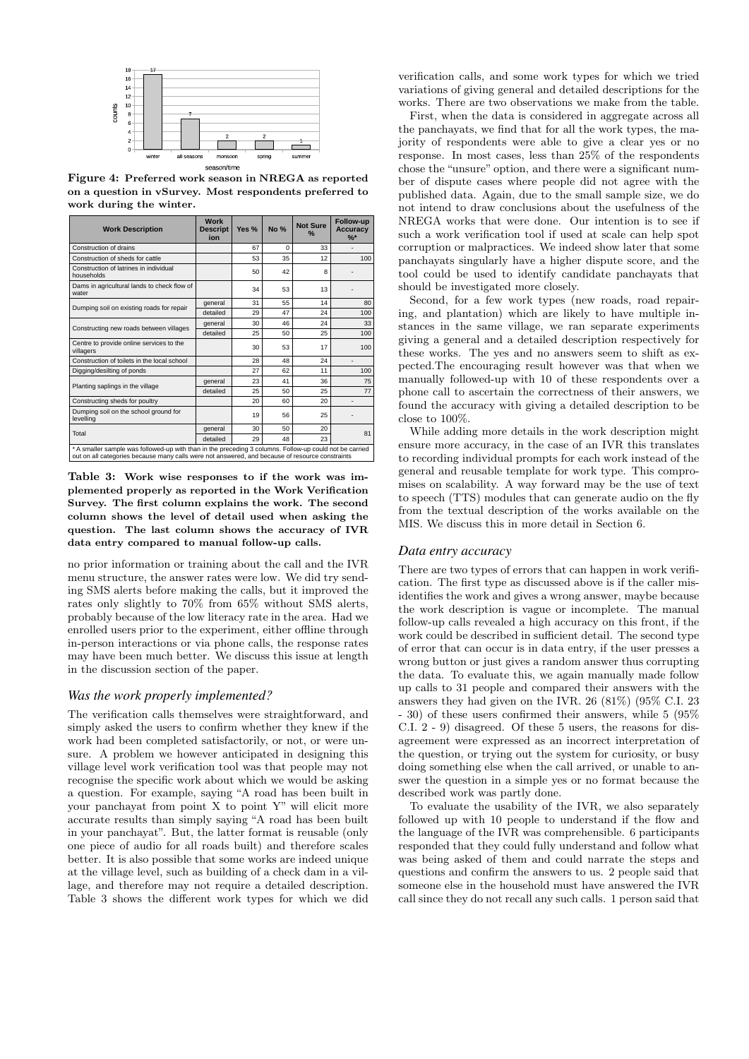Figure 4: Preferred work season in NREGA as reported on a question in vSurvey. Most respondents preferred to work during the winter.

| Work Description | Work Description | Yes % | No % | Not Sure % | Follow-up Accuracy %* |
|---|---|---|---|---|---|
| Construction of drains | | 67 | 0 | 33 | - |
| Construction of sheds for cattle | | 53 | 35 | 12 | 100 |
| Construction of latrines in individual households | | 50 | 42 | 8 | - |
| Dams in agricultural lands to check flow of water | | 34 | 53 | 13 | - |
| Dumping soil on existing roads for repair | general | 31 | 55 | 14 | 80 |
| | detailed | 29 | 47 | 24 | 100 |
| Constructing new roads between villages | general | 30 | 46 | 24 | 33 |
| | detailed | 25 | 50 | 25 | 100 |
| Centre to provide online services to the villagers | | 30 | 53 | 17 | 100 |
| Construction of toilets in the local school | | 28 | 48 | 24 | - |
| Digging/desilting of ponds | | 27 | 62 | 11 | 100 |
| Planting saplings in the village | general | 23 | 41 | 36 | 75 |
| | detailed | 25 | 50 | 25 | 77 |
| Constructing sheds for poultry | | 20 | 60 | 20 | - |
| Dumping soil on the school ground for levelling | | 19 | 56 | 25 | - |
| Total | general | 30 | 50 | 20 | 81 |
| | detailed | 29 | 48 | 23 | |

\* A smaller sample was followed-up with than in the preceding 3 columns. Follow-up could not be carried out on all categories because many calls were not answered, and because of resource constraints

**Table 3: Work wise responses to if the work was implemented properly as reported in the Work Verification Survey. The first column explains the work. The second column shows the level of detail used when asking the question. The last column shows the accuracy of IVR data entry compared to manual follow-up calls.**

no prior information or training about the call and the IVR menu structure, the answer rates were low. We did try sending SMS alerts before making the calls, but it improved the rates only slightly to 70% from 65% without SMS alerts, probably because of the low literacy rate in the area. Had we enrolled users prior to the experiment, either offline through in-person interactions or via phone calls, the response rates may have been much better. We discuss this issue at length in the discussion section of the paper.

### *Was the work properly implemented?*

The verification calls themselves were straightforward, and simply asked the users to confirm whether they knew if the work had been completed satisfactorily, or not, or were unsure. A problem we however anticipated in designing this village level work verification tool was that people may not recognise the specific work about which we would be asking a question. For example, saying "A road has been built in your panchayat from point X to point Y" will elicit more accurate results than simply saying "A road has been built in your panchayat". But, the latter format is reusable (only one piece of audio for all roads built) and therefore scales better. It is also possible that some works are indeed unique at the village level, such as building of a check dam in a village, and therefore may not require a detailed description. Table 3 shows the different work types for which we did verification calls, and some work types for which we tried variations of giving general and detailed descriptions for the works. There are two observations we make from the table.

First, when the data is considered in aggregate across all the panchayats, we find that for all the work types, the majority of respondents were able to give a clear yes or no response. In most cases, less than 25% of the respondents chose the "unsure" option, and there were a significant number of dispute cases where people did not agree with the published data. Again, due to the small sample size, we do not intend to draw conclusions about the usefulness of the NREGA works that were done. Our intention is to see if such a work verification tool if used at scale can help spot corruption or malpractices. We indeed show later that some panchayats singularly have a higher dispute score, and the tool could be used to identify candidate panchayats that should be investigated more closely.

Second, for a few work types (new roads, road repairing, and plantation) which are likely to have multiple instances in the same village, we ran separate experiments giving a general and a detailed description respectively for these works. The yes and no answers seem to shift as expected.The encouraging result however was that when we manually followed-up with 10 of these respondents over a phone call to ascertain the correctness of their answers, we found the accuracy with giving a detailed description to be close to 100%.

While adding more details in the work description might ensure more accuracy, in the case of an IVR this translates to recording individual prompts for each work instead of the general and reusable template for work type. This compromises on scalability. A way forward may be the use of text to speech (TTS) modules that can generate audio on the fly from the textual description of the works available on the MIS. We discuss this in more detail in Section 6.

### *Data entry accuracy*

There are two types of errors that can happen in work verification. The first type as discussed above is if the caller misidentifies the work and gives a wrong answer, maybe because the work description is vague or incomplete. The manual follow-up calls revealed a high accuracy on this front, if the work could be described in sufficient detail. The second type of error that can occur is in data entry, if the user presses a wrong button or just gives a random answer thus corrupting the data. To evaluate this, we again manually made follow up calls to 31 people and compared their answers with the answers they had given on the IVR. 26 (81%) (95% C.I. 23 - 30) of these users confirmed their answers, while 5 (95% C.I. 2 - 9) disagreed. Of these 5 users, the reasons for disagreement were expressed as an incorrect interpretation of the question, or trying out the system for curiosity, or busy doing something else when the call arrived, or unable to answer the question in a simple yes or no format because the described work was partly done.

To evaluate the usability of the IVR, we also separately followed up with 10 people to understand if the flow and the language of the IVR was comprehensible. 6 participants responded that they could fully understand and follow what was being asked of them and could narrate the steps and questions and confirm the answers to us. 2 people said that someone else in the household must have answered the IVR call since they do not recall any such calls. 1 person said that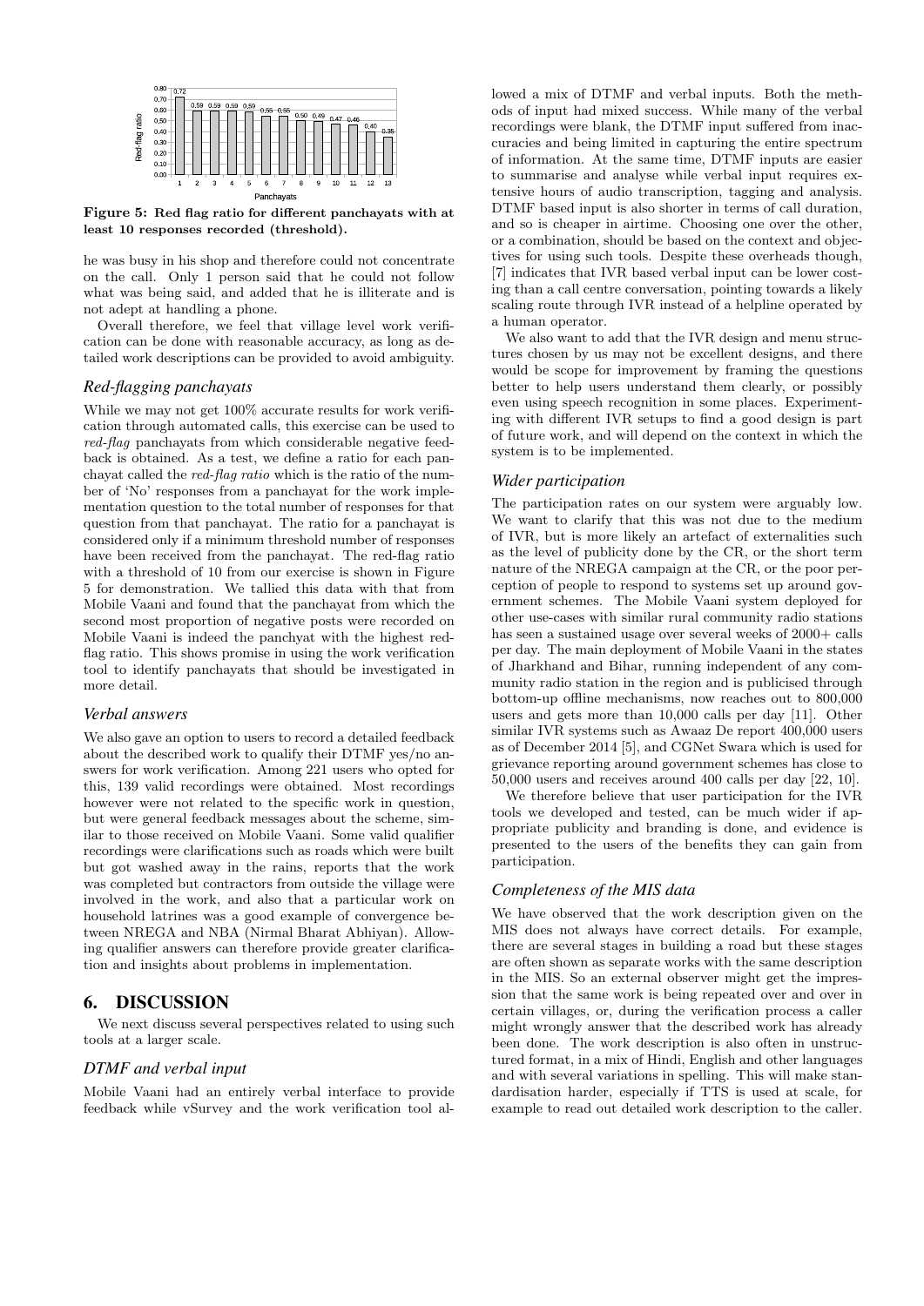0.80
0.70
0.60
0.50
0.40
0.30
0.20
0.10
0.00

Red-flag ratio

0.72 0.59 0.59 0.59 0.59 0.55 0.55 0.50 0.49 0.47 0.46 0.40 0.35

1 2 3 4 5 6 7 8 9 10 11 12 13

Panchayats

**Figure 5: Red flag ratio for different panchayats with at least 10 responses recorded (threshold).**

he was busy in his shop and therefore could not concentrate on the call. Only 1 person said that he could not follow what was being said, and added that he is illiterate and is not adept at handling a phone.

Overall therefore, we feel that village level work verification can be done with reasonable accuracy, as long as detailed work descriptions can be provided to avoid ambiguity.

### *Red-flagging panchayats*

While we may not get 100% accurate results for work verification through automated calls, this exercise can be used to *red-flag* panchayats from which considerable negative feedback is obtained. As a test, we define a ratio for each panchayat called the *red-flag ratio* which is the ratio of the number of 'No' responses from a panchayat for the work implementation question to the total number of responses for that question from that panchayat. The ratio for a panchayat is considered only if a minimum threshold number of responses have been received from the panchayat. The red-flag ratio with a threshold of 10 from our exercise is shown in Figure 5 for demonstration. We tallied this data with that from Mobile Vaani and found that the panchayat from which the second most proportion of negative posts were recorded on Mobile Vaani is indeed the panchyat with the highest red-flag ratio. This shows promise in using the work verification tool to identify panchayats that should be investigated in more detail.

### *Verbal answers*

We also gave an option to users to record a detailed feedback about the described work to qualify their DTMF yes/no answers for work verification. Among 221 users who opted for this, 139 valid recordings were obtained. Most recordings however were not related to the specific work in question, but were general feedback messages about the scheme, similar to those received on Mobile Vaani. Some valid qualifier recordings were clarifications such as roads which were built but got washed away in the rains, reports that the work was completed but contractors from outside the village were involved in the work, and also that a particular work on household latrines was a good example of convergence between NREGA and NBA (Nirmal Bharat Abhiyan). Allowing qualifier answers can therefore provide greater clarification and insights about problems in implementation.

## 6. DISCUSSION

We next discuss several perspectives related to using such tools at a larger scale.

### *DTMF and verbal input*

Mobile Vaani had an entirely verbal interface to provide feedback while vSurvey and the work verification tool allowed a mix of DTMF and verbal inputs. Both the methods of input had mixed success. While many of the verbal recordings were blank, the DTMF input suffered from inaccuracies and being limited in capturing the entire spectrum of information. At the same time, DTMF inputs are easier to summarise and analyse while verbal input requires extensive hours of audio transcription, tagging and analysis. DTMF based input is also shorter in terms of call duration, and so is cheaper in airtime. Choosing one over the other, or a combination, should be based on the context and objectives for using such tools. Despite these overheads though, [7] indicates that IVR based verbal input can be lower costing than a call centre conversation, pointing towards a likely scaling route through IVR instead of a helpline operated by a human operator.

We also want to add that the IVR design and menu structures chosen by us may not be excellent designs, and there would be scope for improvement by framing the questions better to help users understand them clearly, or possibly even using speech recognition in some places. Experimenting with different IVR setups to find a good design is part of future work, and will depend on the context in which the system is to be implemented.

### *Wider participation*

The participation rates on our system were arguably low. We want to clarify that this was not due to the medium of IVR, but is more likely an artefact of externalities such as the level of publicity done by the CR, or the short term nature of the NREGA campaign at the CR, or the poor perception of people to respond to systems set up around government schemes. The Mobile Vaani system deployed for other use-cases with similar rural community radio stations has seen a sustained usage over several weeks of 2000+ calls per day. The main deployment of Mobile Vaani in the states of Jharkhand and Bihar, running independent of any community radio station in the region and is publicised through bottom-up offline mechanisms, now reaches out to 800,000 users and gets more than 10,000 calls per day [11]. Other similar IVR systems such as Awaaz De report 400,000 users as of December 2014 [5], and CGNet Swara which is used for grievance reporting around government schemes has close to 50,000 users and receives around 400 calls per day [22, 10].

We therefore believe that user participation for the IVR tools we developed and tested, can be much wider if appropriate publicity and branding is done, and evidence is presented to the users of the benefits they can gain from participation.

### *Completeness of the MIS data*

We have observed that the work description given on the MIS does not always have correct details. For example, there are several stages in building a road but these stages are often shown as separate works with the same description in the MIS. So an external observer might get the impression that the same work is being repeated over and over in certain villages, or, during the verification process a caller might wrongly answer that the described work has already been done. The work description is also often in unstructured format, in a mix of Hindi, English and other languages and with several variations in spelling. This will make standardisation harder, especially if TTS is used at scale, for example to read out detailed work description to the caller.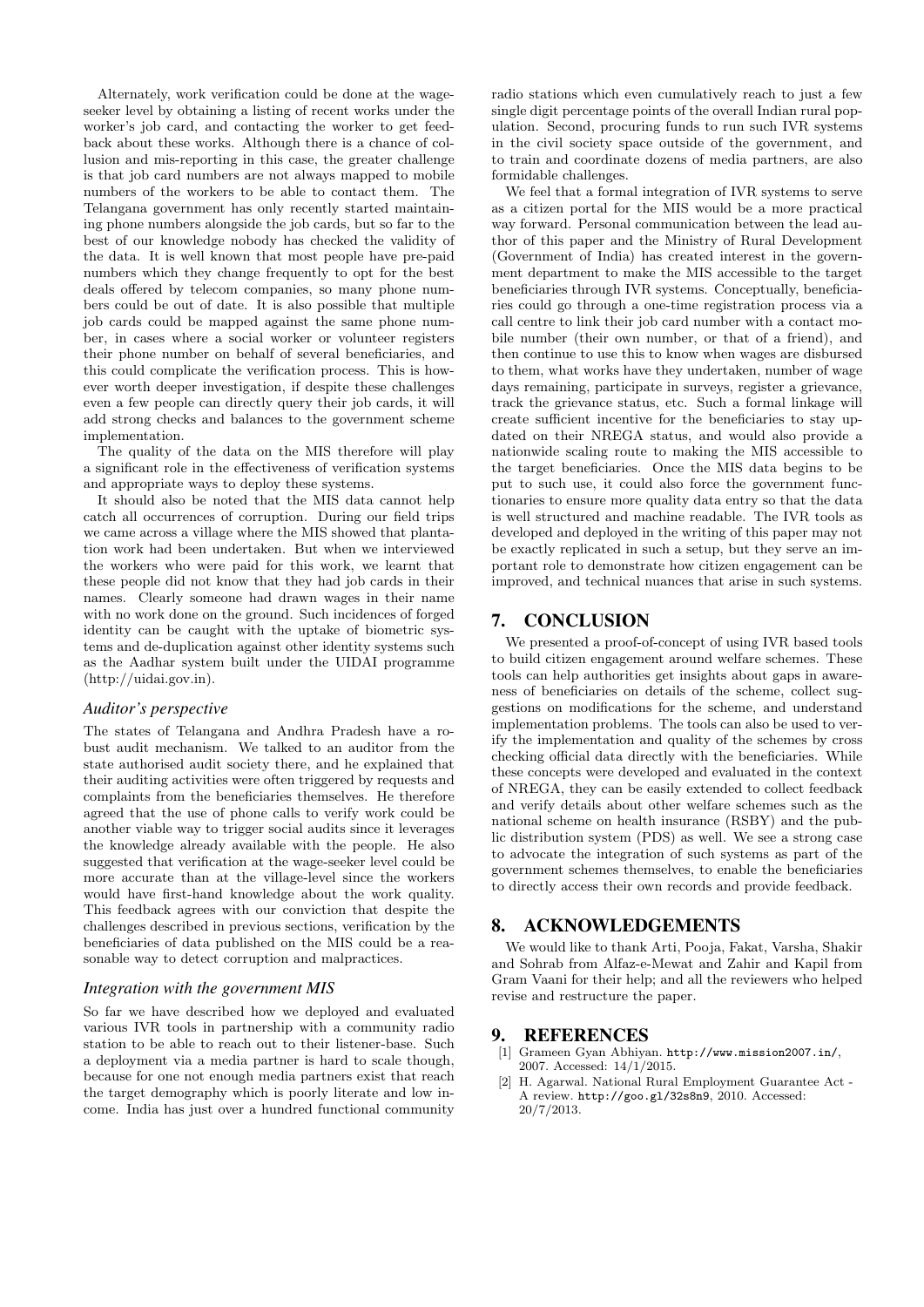Alternately, work verification could be done at the wage-seeker level by obtaining a listing of recent works under the worker's job card, and contacting the worker to get feedback about these works. Although there is a chance of collusion and mis-reporting in this case, the greater challenge is that job card numbers are not always mapped to mobile numbers of the workers to be able to contact them. The Telangana government has only recently started maintaining phone numbers alongside the job cards, but so far to the best of our knowledge nobody has checked the validity of the data. It is well known that most people have pre-paid numbers which they change frequently to opt for the best deals offered by telecom companies, so many phone numbers could be out of date. It is also possible that multiple job cards could be mapped against the same phone number, in cases where a social worker or volunteer registers their phone number on behalf of several beneficiaries, and this could complicate the verification process. This is however worth deeper investigation, if despite these challenges even a few people can directly query their job cards, it will add strong checks and balances to the government scheme implementation.

The quality of the data on the MIS therefore will play a significant role in the effectiveness of verification systems and appropriate ways to deploy these systems.

It should also be noted that the MIS data cannot help catch all occurrences of corruption. During our field trips we came across a village where the MIS showed that plantation work had been undertaken. But when we interviewed the workers who were paid for this work, we learnt that these people did not know that they had job cards in their names. Clearly someone had drawn wages in their name with no work done on the ground. Such incidences of forged identity can be caught with the uptake of biometric systems and de-duplication against other identity systems such as the Aadhar system built under the UIDAI programme (http://uidai.gov.in).

### *Auditor's perspective*

The states of Telangana and Andhra Pradesh have a robust audit mechanism. We talked to an auditor from the state authorised audit society there, and he explained that their auditing activities were often triggered by requests and complaints from the beneficiaries themselves. He therefore agreed that the use of phone calls to verify work could be another viable way to trigger social audits since it leverages the knowledge already available with the people. He also suggested that verification at the wage-seeker level could be more accurate than at the village-level since the workers would have first-hand knowledge about the work quality. This feedback agrees with our conviction that despite the challenges described in previous sections, verification by the beneficiaries of data published on the MIS could be a reasonable way to detect corruption and malpractices.

### *Integration with the government MIS*

So far we have described how we deployed and evaluated various IVR tools in partnership with a community radio station to be able to reach out to their listener-base. Such a deployment via a media partner is hard to scale though, because for one not enough media partners exist that reach the target demography which is poorly literate and low income. India has just over a hundred functional community radio stations which even cumulatively reach to just a few single digit percentage points of the overall Indian rural population. Second, procuring funds to run such IVR systems in the civil society space outside of the government, and to train and coordinate dozens of media partners, are also formidable challenges.

We feel that a formal integration of IVR systems to serve as a citizen portal for the MIS would be a more practical way forward. Personal communication between the lead author of this paper and the Ministry of Rural Development (Government of India) has created interest in the government department to make the MIS accessible to the target beneficiaries through IVR systems. Conceptually, beneficiaries could go through a one-time registration process via a call centre to link their job card number with a contact mobile number (their own number, or that of a friend), and then continue to use this to know when wages are disbursed to them, what works have they undertaken, number of wage days remaining, participate in surveys, register a grievance, track the grievance status, etc. Such a formal linkage will create sufficient incentive for the beneficiaries to stay updated on their NREGA status, and would also provide a nationwide scaling route to making the MIS accessible to the target beneficiaries. Once the MIS data begins to be put to such use, it could also force the government functionaries to ensure more quality data entry so that the data is well structured and machine readable. The IVR tools as developed and deployed in the writing of this paper may not be exactly replicated in such a setup, but they serve an important role to demonstrate how citizen engagement can be improved, and technical nuances that arise in such systems.

## 7. CONCLUSION

We presented a proof-of-concept of using IVR based tools to build citizen engagement around welfare schemes. These tools can help authorities get insights about gaps in awareness of beneficiaries on details of the scheme, collect suggestions on modifications for the scheme, and understand implementation problems. The tools can also be used to verify the implementation and quality of the schemes by cross checking official data directly with the beneficiaries. While these concepts were developed and evaluated in the context of NREGA, they can be easily extended to collect feedback and verify details about other welfare schemes such as the national scheme on health insurance (RSBY) and the public distribution system (PDS) as well. We see a strong case to advocate the integration of such systems as part of the government schemes themselves, to enable the beneficiaries to directly access their own records and provide feedback.

## 8. ACKNOWLEDGEMENTS

We would like to thank Arti, Pooja, Fakat, Varsha, Shakir and Sohrab from Alfaz-e-Mewat and Zahir and Kapil from Gram Vaani for their help; and all the reviewers who helped revise and restructure the paper.

## 9. REFERENCES

[1] Grameen Gyan Abhiyan. http://www.mission2007.in/, 2007. Accessed: 14/1/2015.

[2] H. Agarwal. National Rural Employment Guarantee Act - A review. http://goo.gl/32s8n9, 2010. Accessed: 20/7/2013.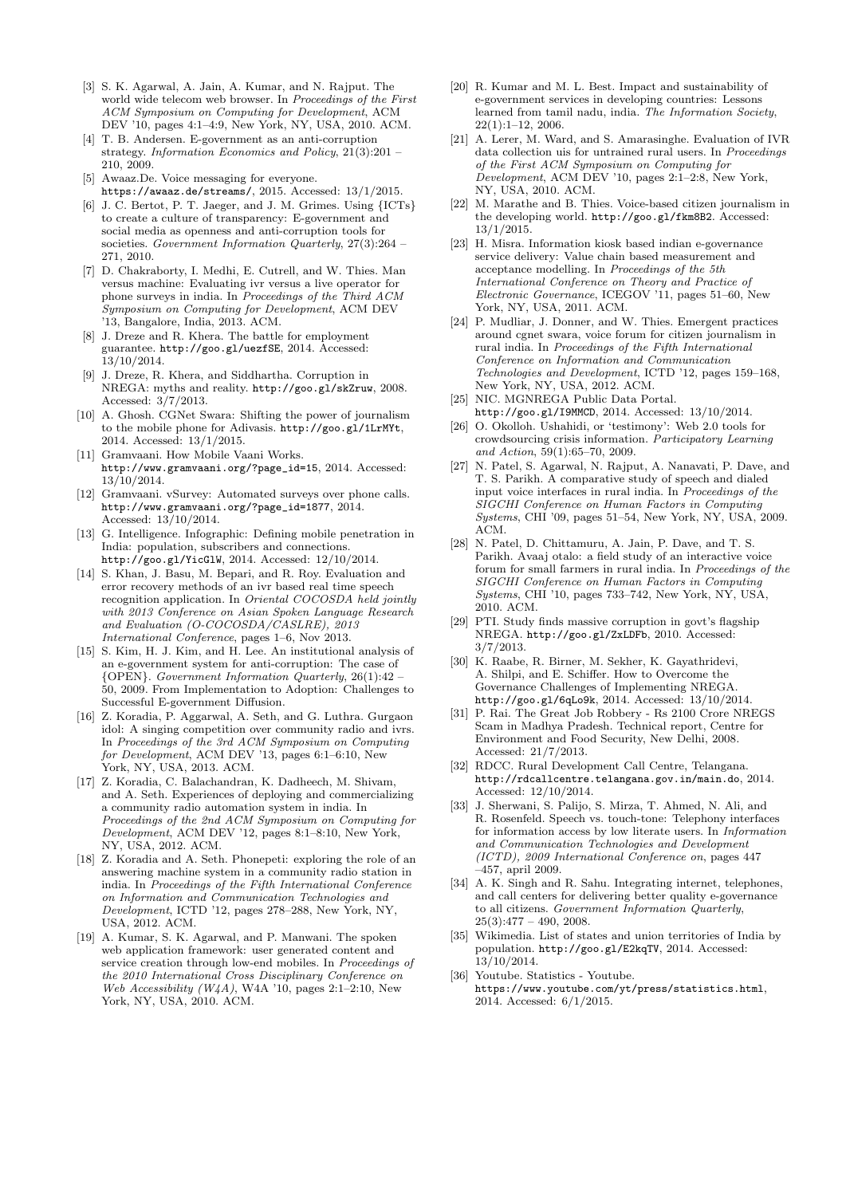[3] S. K. Agarwal, A. Jain, A. Kumar, and N. Rajput. The world wide telecom web browser. In *Proceedings of the First ACM Symposium on Computing for Development*, ACM DEV '10, pages 4:1–4:9, New York, NY, USA, 2010. ACM.

[4] T. B. Andersen. E-government as an anti-corruption strategy. *Information Economics and Policy*, 21(3):201 – 210, 2009.

[5] Awaaz.De. Voice messaging for everyone. https://awaaz.de/streams/, 2015. Accessed: 13/1/2015.

[6] J. C. Bertot, P. T. Jaeger, and J. M. Grimes. Using {ICTs} to create a culture of transparency: E-government and social media as openness and anti-corruption tools for societies. *Government Information Quarterly*, 27(3):264 – 271, 2010.

[7] D. Chakraborty, I. Medhi, E. Cutrell, and W. Thies. Man versus machine: Evaluating ivr versus a live operator for phone surveys in india. In *Proceedings of the Third ACM Symposium on Computing for Development*, ACM DEV '13, Bangalore, India, 2013. ACM.

[8] J. Dreze and R. Khera. The battle for employment guarantee. http://goo.gl/uezfSE, 2014. Accessed: 13/10/2014.

[9] J. Dreze, R. Khera, and Siddhartha. Corruption in NREGA: myths and reality. http://goo.gl/skZruw, 2008. Accessed: 3/7/2013.

[10] A. Ghosh. CGNet Swara: Shifting the power of journalism to the mobile phone for Adivasis. http://goo.gl/1LrMYt, 2014. Accessed: 13/1/2015.

[11] Gramvaani. How Mobile Vaani Works. http://www.gramvaani.org/?page_id=15, 2014. Accessed: 13/10/2014.

[12] Gramvaani. vSurvey: Automated surveys over phone calls. http://www.gramvaani.org/?page_id=1877, 2014. Accessed: 13/10/2014.

[13] G. Intelligence. Infographic: Defining mobile penetration in India: population, subscribers and connections. http://goo.gl/YicGlW, 2014. Accessed: 12/10/2014.

[14] S. Khan, J. Basu, M. Bepari, and R. Roy. Evaluation and error recovery methods of an ivr based real time speech recognition application. In *Oriental COCOSDA held jointly with 2013 Conference on Asian Spoken Language Research and Evaluation (O-COCOSDA/CASLRE), 2013 International Conference*, pages 1–6, Nov 2013.

[15] S. Kim, H. J. Kim, and H. Lee. An institutional analysis of an e-government system for anti-corruption: The case of {OPEN}. *Government Information Quarterly*, 26(1):42 – 50, 2009. From Implementation to Adoption: Challenges to Successful E-government Diffusion.

[16] Z. Koradia, P. Aggarwal, A. Seth, and G. Luthra. Gurgaon idol: A singing competition over community radio and ivrs. In *Proceedings of the 3rd ACM Symposium on Computing for Development*, ACM DEV '13, pages 6:1–6:10, New York, NY, USA, 2013. ACM.

[17] Z. Koradia, C. Balachandran, K. Dadheech, M. Shivam, and A. Seth. Experiences of deploying and commercializing a community radio automation system in india. In *Proceedings of the 2nd ACM Symposium on Computing for Development*, ACM DEV '12, pages 8:1–8:10, New York, NY, USA, 2012. ACM.

[18] Z. Koradia and A. Seth. Phonepeti: exploring the role of an answering machine system in a community radio station in india. In *Proceedings of the Fifth International Conference on Information and Communication Technologies and Development*, ICTD '12, pages 278–288, New York, NY, USA, 2012. ACM.

[19] A. Kumar, S. K. Agarwal, and P. Manwani. The spoken web application framework: user generated content and service creation through low-end mobiles. In *Proceedings of the 2010 International Cross Disciplinary Conference on Web Accessibility (W4A)*, W4A '10, pages 2:1–2:10, New York, NY, USA, 2010. ACM.

[20] R. Kumar and M. L. Best. Impact and sustainability of e-government services in developing countries: Lessons learned from tamil nadu, india. *The Information Society*, 22(1):1–12, 2006.

[21] A. Lerer, M. Ward, and S. Amarasinghe. Evaluation of IVR data collection uis for untrained rural users. In *Proceedings of the First ACM Symposium on Computing for Development*, ACM DEV '10, pages 2:1–2:8, New York, NY, USA, 2010. ACM.

[22] M. Marathe and B. Thies. Voice-based citizen journalism in the developing world. http://goo.gl/fkm8B2. Accessed: 13/1/2015.

[23] H. Misra. Information kiosk based indian e-governance service delivery: Value chain based measurement and acceptance modelling. In *Proceedings of the 5th International Conference on Theory and Practice of Electronic Governance*, ICEGOV '11, pages 51–60, New York, NY, USA, 2011. ACM.

[24] P. Mudliar, J. Donner, and W. Thies. Emergent practices around cgnet swara, voice forum for citizen journalism in rural india. In *Proceedings of the Fifth International Conference on Information and Communication Technologies and Development*, ICTD '12, pages 159–168, New York, NY, USA, 2012. ACM.

[25] NIC. MGNREGA Public Data Portal. http://goo.gl/I9MMCD, 2014. Accessed: 13/10/2014.

[26] O. Okolloh. Ushahidi, or 'testimony': Web 2.0 tools for crowdsourcing crisis information. *Participatory Learning and Action*, 59(1):65–70, 2009.

[27] N. Patel, S. Agarwal, N. Rajput, A. Nanavati, P. Dave, and T. S. Parikh. A comparative study of speech and dialed input voice interfaces in rural india. In *Proceedings of the SIGCHI Conference on Human Factors in Computing Systems*, CHI '09, pages 51–54, New York, NY, USA, 2009. ACM.

[28] N. Patel, D. Chittamuru, A. Jain, P. Dave, and T. S. Parikh. Avaaj otalo: a field study of an interactive voice forum for small farmers in rural india. In *Proceedings of the SIGCHI Conference on Human Factors in Computing Systems*, CHI '10, pages 733–742, New York, NY, USA, 2010. ACM.

[29] PTI. Study finds massive corruption in govt's flagship NREGA. http://goo.gl/ZxLDFb, 2010. Accessed: 3/7/2013.

[30] K. Raabe, R. Birner, M. Sekher, K. Gayathridevi, A. Shilpi, and E. Schiffer. How to Overcome the Governance Challenges of Implementing NREGA. http://goo.gl/6qLo9k, 2014. Accessed: 13/10/2014.

[31] P. Rai. The Great Job Robbery - Rs 2100 Crore NREGS Scam in Madhya Pradesh. Technical report, Centre for Environment and Food Security, New Delhi, 2008. Accessed: 21/7/2013.

[32] RDCC. Rural Development Call Centre, Telangana. http://rdcallcentre.telangana.gov.in/main.do, 2014. Accessed: 12/10/2014.

[33] J. Sherwani, S. Palijo, S. Mirza, T. Ahmed, N. Ali, and R. Rosenfeld. Speech vs. touch-tone: Telephony interfaces for information access by low literate users. In *Information and Communication Technologies and Development (ICTD), 2009 International Conference on*, pages 447 –457, april 2009.

[34] A. K. Singh and R. Sahu. Integrating internet, telephones, and call centers for delivering better quality e-governance to all citizens. *Government Information Quarterly*, 25(3):477 – 490, 2008.

[35] Wikimedia. List of states and union territories of India by population. http://goo.gl/E2kqTV, 2014. Accessed: 13/10/2014.

[36] Youtube. Statistics - Youtube. https://www.youtube.com/yt/press/statistics.html, 2014. Accessed: 6/1/2015.